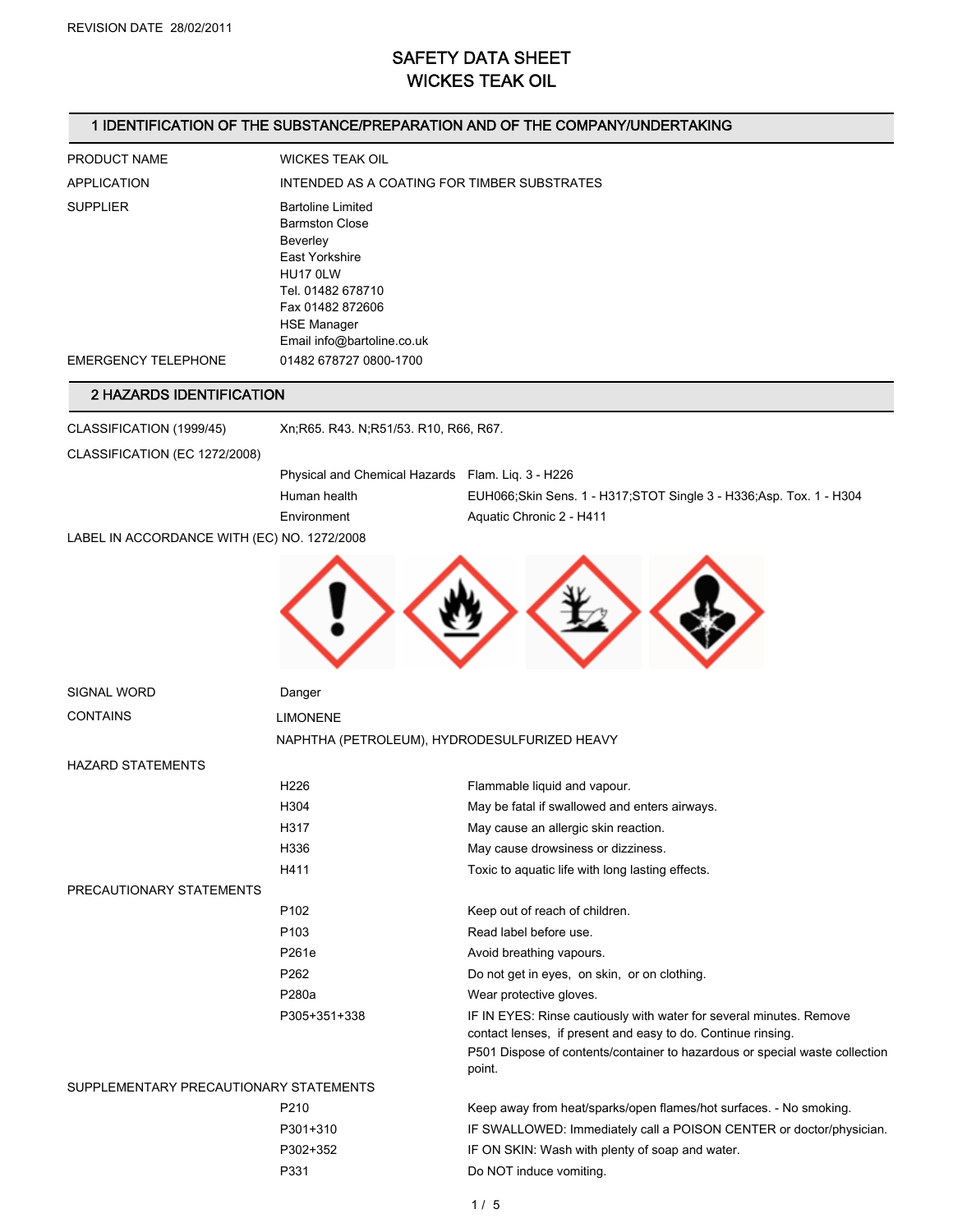REVISION DATE 28/02/2011

# SAFETY DATA SHEET
# WICKES TEAK OIL

## 1 IDENTIFICATION OF THE SUBSTANCE/PREPARATION AND OF THE COMPANY/UNDERTAKING

| | |
|---|---|
| PRODUCT NAME | WICKES TEAK OIL |
| APPLICATION | INTENDED AS A COATING FOR TIMBER SUBSTRATES |
| SUPPLIER | Bartoline Limited<br>Barmston Close<br>Beverley<br>East Yorkshire<br>HU17 0LW<br>Tel. 01482 678710<br>Fax 01482 872606<br>HSE Manager<br>Email info@bartoline.co.uk |
| EMERGENCY TELEPHONE | 01482 678727 0800-1700 |

## 2 HAZARDS IDENTIFICATION

CLASSIFICATION (1999/45) Xn;R65. R43. N;R51/53. R10, R66, R67.

CLASSIFICATION (EC 1272/2008)

| | |
|---|---|
| Physical and Chemical Hazards | Flam. Liq. 3 - H226 |
| Human health | EUH066;Skin Sens. 1 - H317;STOT Single 3 - H336;Asp. Tox. 1 - H304 |
| Environment | Aquatic Chronic 2 - H411 |

LABEL IN ACCORDANCE WITH (EC) NO. 1272/2008

SIGNAL WORD Danger

CONTAINS
LIMONENE
NAPHTHA (PETROLEUM), HYDRODESULFURIZED HEAVY

HAZARD STATEMENTS

| | |
|---|---|
| H226 | Flammable liquid and vapour. |
| H304 | May be fatal if swallowed and enters airways. |
| H317 | May cause an allergic skin reaction. |
| H336 | May cause drowsiness or dizziness. |
| H411 | Toxic to aquatic life with long lasting effects. |

PRECAUTIONARY STATEMENTS

| | |
|---|---|
| P102 | Keep out of reach of children. |
| P103 | Read label before use. |
| P261e | Avoid breathing vapours. |
| P262 | Do not get in eyes, on skin, or on clothing. |
| P280a | Wear protective gloves. |
| P305+351+338 | IF IN EYES: Rinse cautiously with water for several minutes. Remove contact lenses, if present and easy to do. Continue rinsing.<br>P501 Dispose of contents/container to hazardous or special waste collection point. |

SUPPLEMENTARY PRECAUTIONARY STATEMENTS

| | |
|---|---|
| P210 | Keep away from heat/sparks/open flames/hot surfaces. - No smoking. |
| P301+310 | IF SWALLOWED: Immediately call a POISON CENTER or doctor/physician. |
| P302+352 | IF ON SKIN: Wash with plenty of soap and water. |
| P331 | Do NOT induce vomiting. |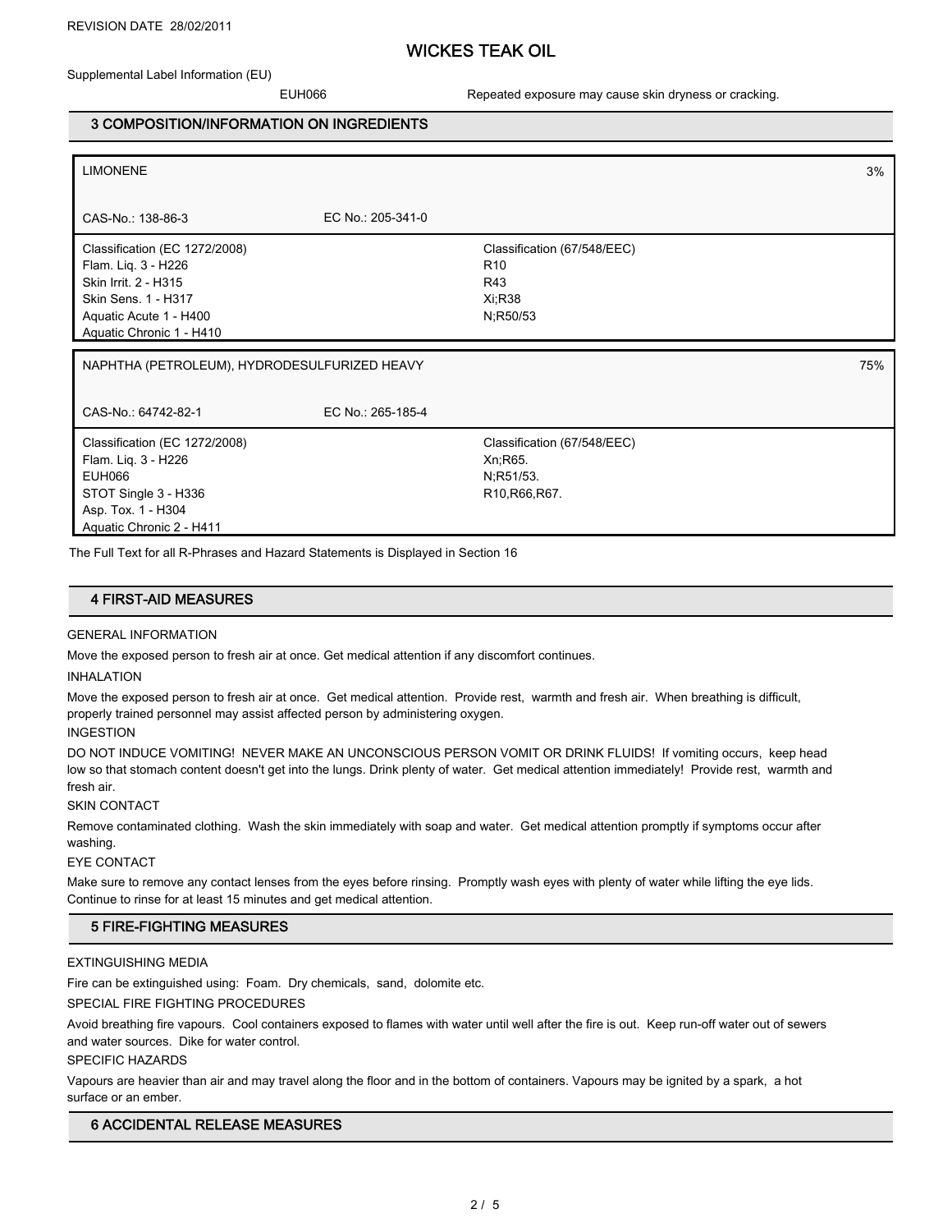Supplemental Label Information (EU)

EUH066 Repeated exposure may cause skin dryness or cracking.

## 3 COMPOSITION/INFORMATION ON INGREDIENTS

| LIMONENE | | | 3% |
|---|---|---|---|
| CAS-No.: 138-86-3 | EC No.: 205-341-0 | | |
| Classification (EC 1272/2008)<br>Flam. Liq. 3 - H226<br>Skin Irrit. 2 - H315<br>Skin Sens. 1 - H317<br>Aquatic Acute 1 - H400<br>Aquatic Chronic 1 - H410 | | Classification (67/548/EEC)<br>R10<br>R43<br>Xi;R38<br>N;R50/53 | |

| NAPHTHA (PETROLEUM), HYDRODESULFURIZED HEAVY | | | 75% |
|---|---|---|---|
| CAS-No.: 64742-82-1 | EC No.: 265-185-4 | | |
| Classification (EC 1272/2008)<br>Flam. Liq. 3 - H226<br>EUH066<br>STOT Single 3 - H336<br>Asp. Tox. 1 - H304<br>Aquatic Chronic 2 - H411 | | Classification (67/548/EEC)<br>Xn;R65.<br>N;R51/53.<br>R10,R66,R67. | |

The Full Text for all R-Phrases and Hazard Statements is Displayed in Section 16

## 4 FIRST-AID MEASURES

GENERAL INFORMATION

Move the exposed person to fresh air at once. Get medical attention if any discomfort continues.

INHALATION

Move the exposed person to fresh air at once. Get medical attention. Provide rest, warmth and fresh air. When breathing is difficult, properly trained personnel may assist affected person by administering oxygen.

INGESTION

DO NOT INDUCE VOMITING! NEVER MAKE AN UNCONSCIOUS PERSON VOMIT OR DRINK FLUIDS! If vomiting occurs, keep head low so that stomach content doesn't get into the lungs. Drink plenty of water. Get medical attention immediately! Provide rest, warmth and fresh air.

SKIN CONTACT

Remove contaminated clothing. Wash the skin immediately with soap and water. Get medical attention promptly if symptoms occur after washing.

EYE CONTACT

Make sure to remove any contact lenses from the eyes before rinsing. Promptly wash eyes with plenty of water while lifting the eye lids. Continue to rinse for at least 15 minutes and get medical attention.

## 5 FIRE-FIGHTING MEASURES

EXTINGUISHING MEDIA

Fire can be extinguished using: Foam. Dry chemicals, sand, dolomite etc.

SPECIAL FIRE FIGHTING PROCEDURES

Avoid breathing fire vapours. Cool containers exposed to flames with water until well after the fire is out. Keep run-off water out of sewers and water sources. Dike for water control.

SPECIFIC HAZARDS

Vapours are heavier than air and may travel along the floor and in the bottom of containers. Vapours may be ignited by a spark, a hot surface or an ember.

## 6 ACCIDENTAL RELEASE MEASURES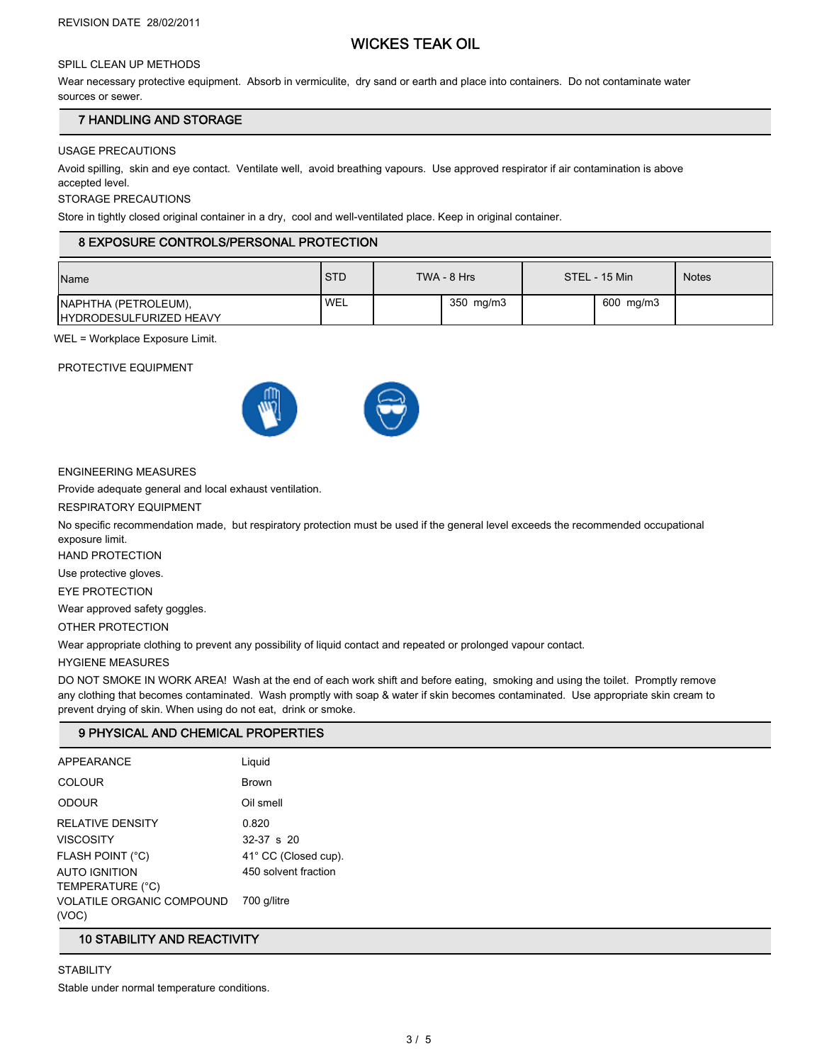REVISION DATE 28/02/2011

# WICKES TEAK OIL

SPILL CLEAN UP METHODS

Wear necessary protective equipment. Absorb in vermiculite, dry sand or earth and place into containers. Do not contaminate water sources or sewer.

## 7 HANDLING AND STORAGE

USAGE PRECAUTIONS

Avoid spilling, skin and eye contact. Ventilate well, avoid breathing vapours. Use approved respirator if air contamination is above accepted level.

STORAGE PRECAUTIONS

Store in tightly closed original container in a dry, cool and well-ventilated place. Keep in original container.

## 8 EXPOSURE CONTROLS/PERSONAL PROTECTION

| Name | STD | TWA - 8 Hrs | | STEL - 15 Min | | Notes |
|---|---|---|---|---|---|---|
| NAPHTHA (PETROLEUM), HYDRODESULFURIZED HEAVY | WEL | | 350 mg/m3 | | 600 mg/m3 | |

WEL = Workplace Exposure Limit.

PROTECTIVE EQUIPMENT

ENGINEERING MEASURES

Provide adequate general and local exhaust ventilation.

RESPIRATORY EQUIPMENT

No specific recommendation made, but respiratory protection must be used if the general level exceeds the recommended occupational exposure limit.

HAND PROTECTION

Use protective gloves.

EYE PROTECTION

Wear approved safety goggles.

OTHER PROTECTION

Wear appropriate clothing to prevent any possibility of liquid contact and repeated or prolonged vapour contact.

HYGIENE MEASURES

DO NOT SMOKE IN WORK AREA! Wash at the end of each work shift and before eating, smoking and using the toilet. Promptly remove any clothing that becomes contaminated. Wash promptly with soap & water if skin becomes contaminated. Use appropriate skin cream to prevent drying of skin. When using do not eat, drink or smoke.

## 9 PHYSICAL AND CHEMICAL PROPERTIES

| | |
|---|---|
| APPEARANCE | Liquid |
| COLOUR | Brown |
| ODOUR | Oil smell |
| RELATIVE DENSITY | 0.820 |
| VISCOSITY | 32-37 s 20 |
| FLASH POINT (°C) | 41° CC (Closed cup). |
| AUTO IGNITION TEMPERATURE (°C) | 450 solvent fraction |
| VOLATILE ORGANIC COMPOUND (VOC) | 700 g/litre |

## 10 STABILITY AND REACTIVITY

STABILITY

Stable under normal temperature conditions.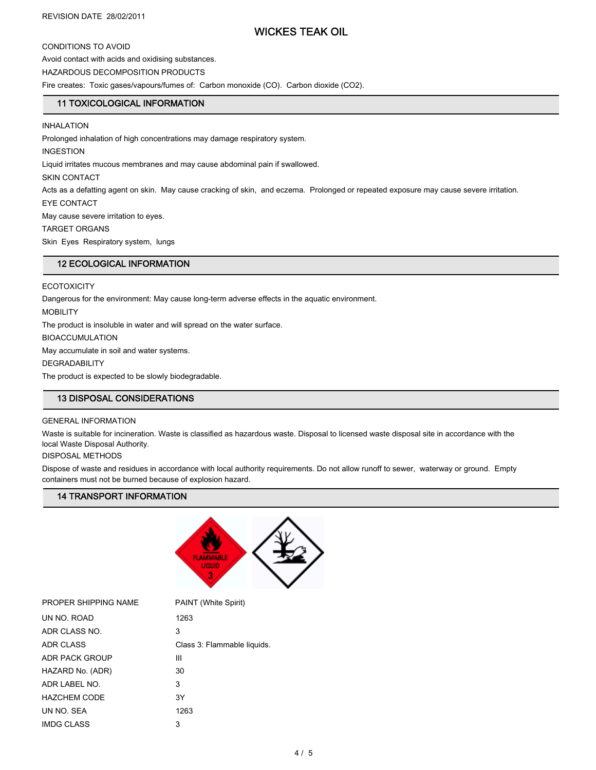CONDITIONS TO AVOID

Avoid contact with acids and oxidising substances.

HAZARDOUS DECOMPOSITION PRODUCTS

Fire creates: Toxic gases/vapours/fumes of: Carbon monoxide (CO). Carbon dioxide ($CO_2$).

## 11 TOXICOLOGICAL INFORMATION

INHALATION

Prolonged inhalation of high concentrations may damage respiratory system.

INGESTION

Liquid irritates mucous membranes and may cause abdominal pain if swallowed.

SKIN CONTACT

Acts as a defatting agent on skin. May cause cracking of skin, and eczema. Prolonged or repeated exposure may cause severe irritation.

EYE CONTACT

May cause severe irritation to eyes.

TARGET ORGANS

Skin Eyes Respiratory system, lungs

## 12 ECOLOGICAL INFORMATION

ECOTOXICITY

Dangerous for the environment: May cause long-term adverse effects in the aquatic environment.

MOBILITY

The product is insoluble in water and will spread on the water surface.

BIOACCUMULATION

May accumulate in soil and water systems.

DEGRADABILITY

The product is expected to be slowly biodegradable.

## 13 DISPOSAL CONSIDERATIONS

GENERAL INFORMATION

Waste is suitable for incineration. Waste is classified as hazardous waste. Disposal to licensed waste disposal site in accordance with the local Waste Disposal Authority.

DISPOSAL METHODS

Dispose of waste and residues in accordance with local authority requirements. Do not allow runoff to sewer, waterway or ground. Empty containers must not be burned because of explosion hazard.

## 14 TRANSPORT INFORMATION

| | |
|---|---|
| PROPER SHIPPING NAME | PAINT (White Spirit) |
| UN NO. ROAD | 1263 |
| ADR CLASS NO. | 3 |
| ADR CLASS | Class 3: Flammable liquids. |
| ADR PACK GROUP | III |
| HAZARD No. (ADR) | 30 |
| ADR LABEL NO. | 3 |
| HAZCHEM CODE | 3Y |
| UN NO. SEA | 1263 |
| IMDG CLASS | 3 |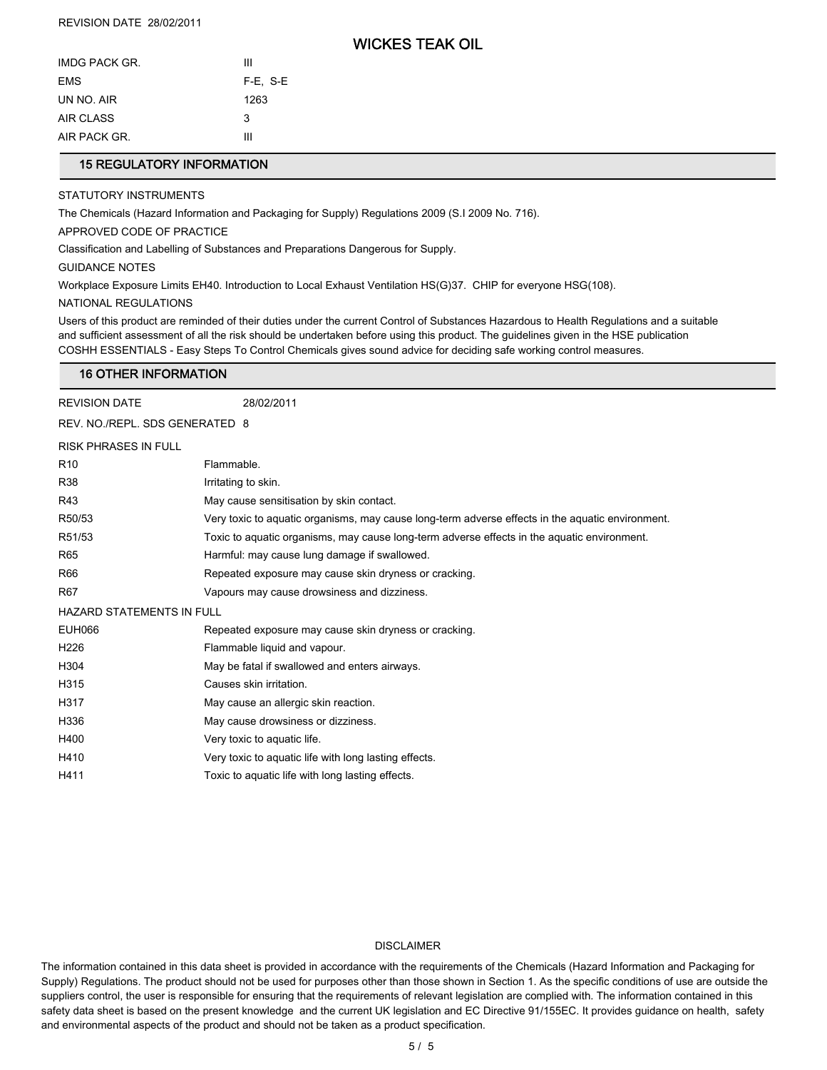| | |
|---|---|
| IMDG PACK GR. | III |
| EMS | F-E, S-E |
| UN NO. AIR | 1263 |
| AIR CLASS | 3 |
| AIR PACK GR. | III |

## 15 REGULATORY INFORMATION

STATUTORY INSTRUMENTS

The Chemicals (Hazard Information and Packaging for Supply) Regulations 2009 (S.I 2009 No. 716).

APPROVED CODE OF PRACTICE

Classification and Labelling of Substances and Preparations Dangerous for Supply.

GUIDANCE NOTES

Workplace Exposure Limits EH40. Introduction to Local Exhaust Ventilation HS(G)37. CHIP for everyone HSG(108).

NATIONAL REGULATIONS

Users of this product are reminded of their duties under the current Control of Substances Hazardous to Health Regulations and a suitable and sufficient assessment of all the risk should be undertaken before using this product. The guidelines given in the HSE publication COSHH ESSENTIALS - Easy Steps To Control Chemicals gives sound advice for deciding safe working control measures.

## 16 OTHER INFORMATION

| | |
|---|---|
| REVISION DATE | 28/02/2011 |
| REV. NO./REPL. SDS GENERATED | 8 |

RISK PHRASES IN FULL

| | |
|---|---|
| R10 | Flammable. |
| R38 | Irritating to skin. |
| R43 | May cause sensitisation by skin contact. |
| R50/53 | Very toxic to aquatic organisms, may cause long-term adverse effects in the aquatic environment. |
| R51/53 | Toxic to aquatic organisms, may cause long-term adverse effects in the aquatic environment. |
| R65 | Harmful: may cause lung damage if swallowed. |
| R66 | Repeated exposure may cause skin dryness or cracking. |
| R67 | Vapours may cause drowsiness and dizziness. |

HAZARD STATEMENTS IN FULL

| | |
|---|---|
| EUH066 | Repeated exposure may cause skin dryness or cracking. |
| H226 | Flammable liquid and vapour. |
| H304 | May be fatal if swallowed and enters airways. |
| H315 | Causes skin irritation. |
| H317 | May cause an allergic skin reaction. |
| H336 | May cause drowsiness or dizziness. |
| H400 | Very toxic to aquatic life. |
| H410 | Very toxic to aquatic life with long lasting effects. |
| H411 | Toxic to aquatic life with long lasting effects. |

DISCLAIMER

The information contained in this data sheet is provided in accordance with the requirements of the Chemicals (Hazard Information and Packaging for Supply) Regulations. The product should not be used for purposes other than those shown in Section 1. As the specific conditions of use are outside the suppliers control, the user is responsible for ensuring that the requirements of relevant legislation are complied with. The information contained in this safety data sheet is based on the present knowledge and the current UK legislation and EC Directive 91/155EC. It provides guidance on health, safety and environmental aspects of the product and should not be taken as a product specification.